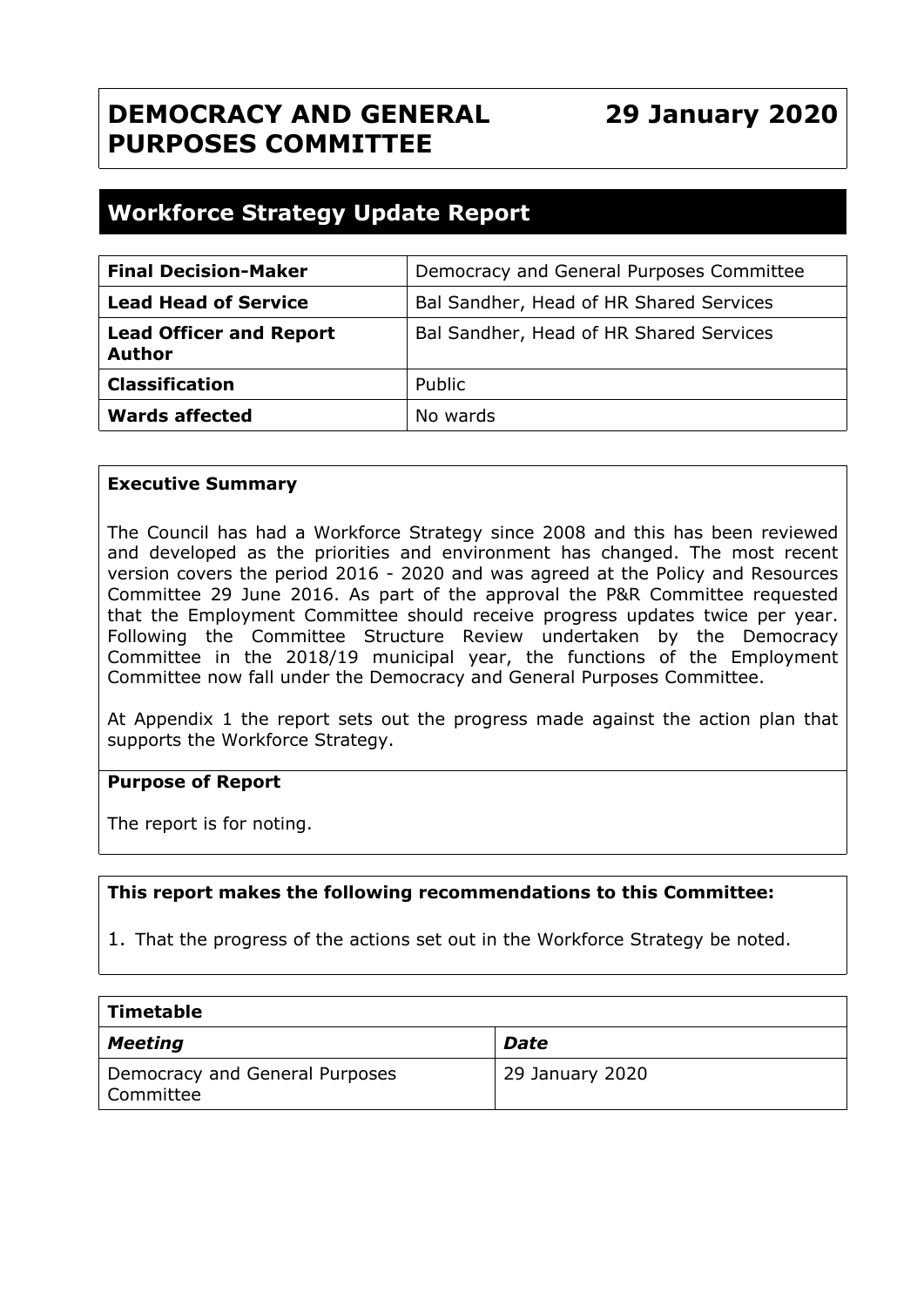# DEMOCRACY AND GENERAL PURPOSES COMMITTEE

**29 January 2020**

## Workforce Strategy Update Report

| | |
|---|---|
| **Final Decision-Maker** | Democracy and General Purposes Committee |
| **Lead Head of Service** | Bal Sandher, Head of HR Shared Services |
| **Lead Officer and Report Author** | Bal Sandher, Head of HR Shared Services |
| **Classification** | Public |
| **Wards affected** | No wards |

**Executive Summary**

The Council has had a Workforce Strategy since 2008 and this has been reviewed and developed as the priorities and environment has changed. The most recent version covers the period 2016 - 2020 and was agreed at the Policy and Resources Committee 29 June 2016. As part of the approval the P&R Committee requested that the Employment Committee should receive progress updates twice per year. Following the Committee Structure Review undertaken by the Democracy Committee in the 2018/19 municipal year, the functions of the Employment Committee now fall under the Democracy and General Purposes Committee.

At Appendix 1 the report sets out the progress made against the action plan that supports the Workforce Strategy.

**Purpose of Report**

The report is for noting.

**This report makes the following recommendations to this Committee:**

1. That the progress of the actions set out in the Workforce Strategy be noted.

| Timetable | |
|---|---|
| ***Meeting*** | ***Date*** |
| Democracy and General Purposes Committee | 29 January 2020 |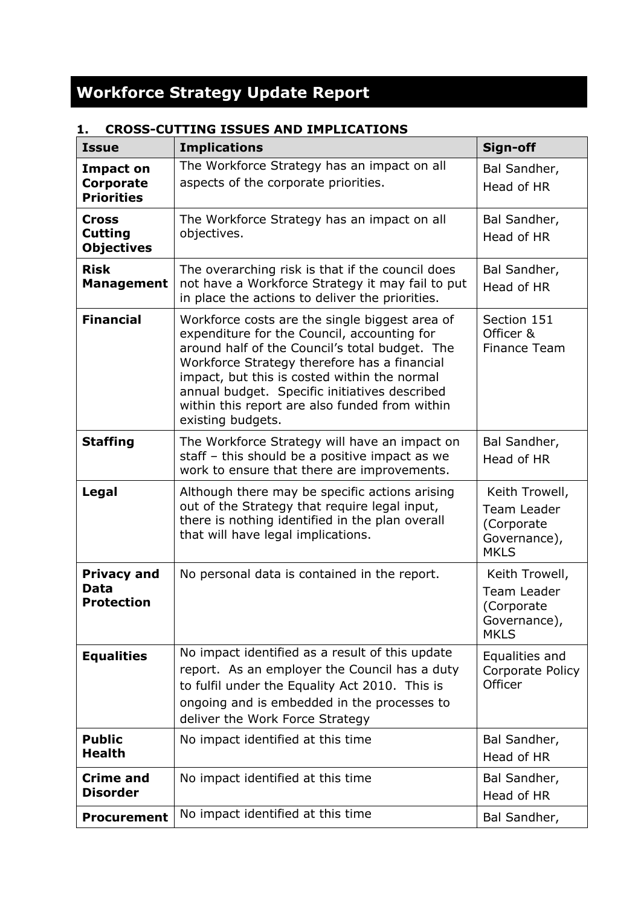# Workforce Strategy Update Report

## 1. CROSS-CUTTING ISSUES AND IMPLICATIONS

| Issue | Implications | Sign-off |
|---|---|---|
| **Impact on Corporate Priorities** | The Workforce Strategy has an impact on all aspects of the corporate priorities. | Bal Sandher, Head of HR |
| **Cross Cutting Objectives** | The Workforce Strategy has an impact on all objectives. | Bal Sandher, Head of HR |
| **Risk Management** | The overarching risk is that if the council does not have a Workforce Strategy it may fail to put in place the actions to deliver the priorities. | Bal Sandher, Head of HR |
| **Financial** | Workforce costs are the single biggest area of expenditure for the Council, accounting for around half of the Council's total budget. The Workforce Strategy therefore has a financial impact, but this is costed within the normal annual budget. Specific initiatives described within this report are also funded from within existing budgets. | Section 151 Officer & Finance Team |
| **Staffing** | The Workforce Strategy will have an impact on staff – this should be a positive impact as we work to ensure that there are improvements. | Bal Sandher, Head of HR |
| **Legal** | Although there may be specific actions arising out of the Strategy that require legal input, there is nothing identified in the plan overall that will have legal implications. | Keith Trowell, Team Leader (Corporate Governance), MKLS |
| **Privacy and Data Protection** | No personal data is contained in the report. | Keith Trowell, Team Leader (Corporate Governance), MKLS |
| **Equalities** | No impact identified as a result of this update report. As an employer the Council has a duty to fulfil under the Equality Act 2010. This is ongoing and is embedded in the processes to deliver the Work Force Strategy | Equalities and Corporate Policy Officer |
| **Public Health** | No impact identified at this time | Bal Sandher, Head of HR |
| **Crime and Disorder** | No impact identified at this time | Bal Sandher, Head of HR |
| **Procurement** | No impact identified at this time | Bal Sandher, |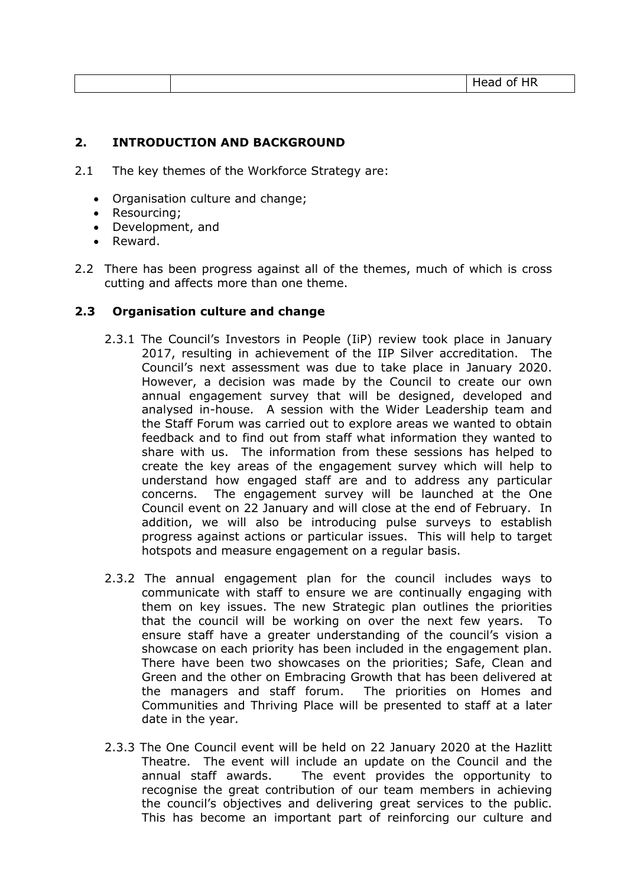|  |  | Head of HR |
|---|---|---|

## 2. INTRODUCTION AND BACKGROUND

2.1 The key themes of the Workforce Strategy are:

- Organisation culture and change;
- Resourcing;
- Development, and
- Reward.

2.2 There has been progress against all of the themes, much of which is cross cutting and affects more than one theme.

### 2.3 Organisation culture and change

2.3.1 The Council's Investors in People (IiP) review took place in January 2017, resulting in achievement of the IIP Silver accreditation. The Council's next assessment was due to take place in January 2020. However, a decision was made by the Council to create our own annual engagement survey that will be designed, developed and analysed in-house. A session with the Wider Leadership team and the Staff Forum was carried out to explore areas we wanted to obtain feedback and to find out from staff what information they wanted to share with us. The information from these sessions has helped to create the key areas of the engagement survey which will help to understand how engaged staff are and to address any particular concerns. The engagement survey will be launched at the One Council event on 22 January and will close at the end of February. In addition, we will also be introducing pulse surveys to establish progress against actions or particular issues. This will help to target hotspots and measure engagement on a regular basis.

2.3.2 The annual engagement plan for the council includes ways to communicate with staff to ensure we are continually engaging with them on key issues. The new Strategic plan outlines the priorities that the council will be working on over the next few years. To ensure staff have a greater understanding of the council's vision a showcase on each priority has been included in the engagement plan. There have been two showcases on the priorities; Safe, Clean and Green and the other on Embracing Growth that has been delivered at the managers and staff forum. The priorities on Homes and Communities and Thriving Place will be presented to staff at a later date in the year.

2.3.3 The One Council event will be held on 22 January 2020 at the Hazlitt Theatre. The event will include an update on the Council and the annual staff awards. The event provides the opportunity to recognise the great contribution of our team members in achieving the council's objectives and delivering great services to the public. This has become an important part of reinforcing our culture and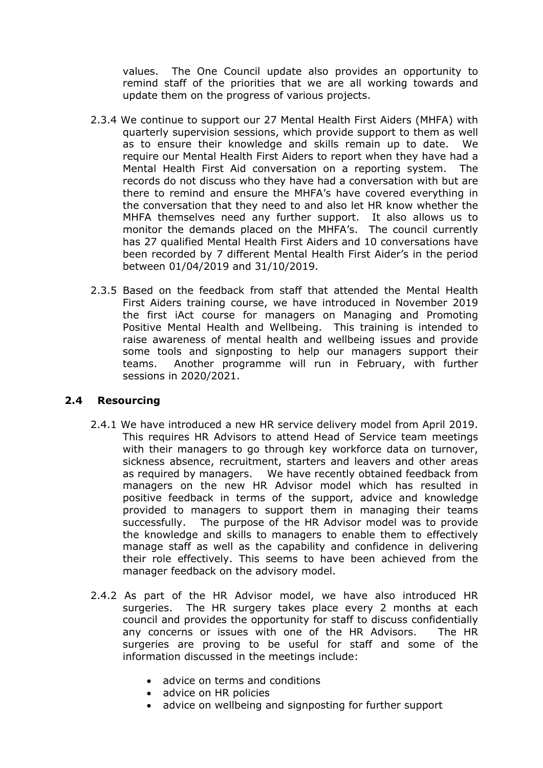values. The One Council update also provides an opportunity to remind staff of the priorities that we are all working towards and update them on the progress of various projects.

2.3.4 We continue to support our 27 Mental Health First Aiders (MHFA) with quarterly supervision sessions, which provide support to them as well as to ensure their knowledge and skills remain up to date. We require our Mental Health First Aiders to report when they have had a Mental Health First Aid conversation on a reporting system. The records do not discuss who they have had a conversation with but are there to remind and ensure the MHFA's have covered everything in the conversation that they need to and also let HR know whether the MHFA themselves need any further support. It also allows us to monitor the demands placed on the MHFA's. The council currently has 27 qualified Mental Health First Aiders and 10 conversations have been recorded by 7 different Mental Health First Aider's in the period between 01/04/2019 and 31/10/2019.

2.3.5 Based on the feedback from staff that attended the Mental Health First Aiders training course, we have introduced in November 2019 the first iAct course for managers on Managing and Promoting Positive Mental Health and Wellbeing. This training is intended to raise awareness of mental health and wellbeing issues and provide some tools and signposting to help our managers support their teams. Another programme will run in February, with further sessions in 2020/2021.

## 2.4 Resourcing

2.4.1 We have introduced a new HR service delivery model from April 2019. This requires HR Advisors to attend Head of Service team meetings with their managers to go through key workforce data on turnover, sickness absence, recruitment, starters and leavers and other areas as required by managers. We have recently obtained feedback from managers on the new HR Advisor model which has resulted in positive feedback in terms of the support, advice and knowledge provided to managers to support them in managing their teams successfully. The purpose of the HR Advisor model was to provide the knowledge and skills to managers to enable them to effectively manage staff as well as the capability and confidence in delivering their role effectively. This seems to have been achieved from the manager feedback on the advisory model.

2.4.2 As part of the HR Advisor model, we have also introduced HR surgeries. The HR surgery takes place every 2 months at each council and provides the opportunity for staff to discuss confidentially any concerns or issues with one of the HR Advisors. The HR surgeries are proving to be useful for staff and some of the information discussed in the meetings include:

- advice on terms and conditions
- advice on HR policies
- advice on wellbeing and signposting for further support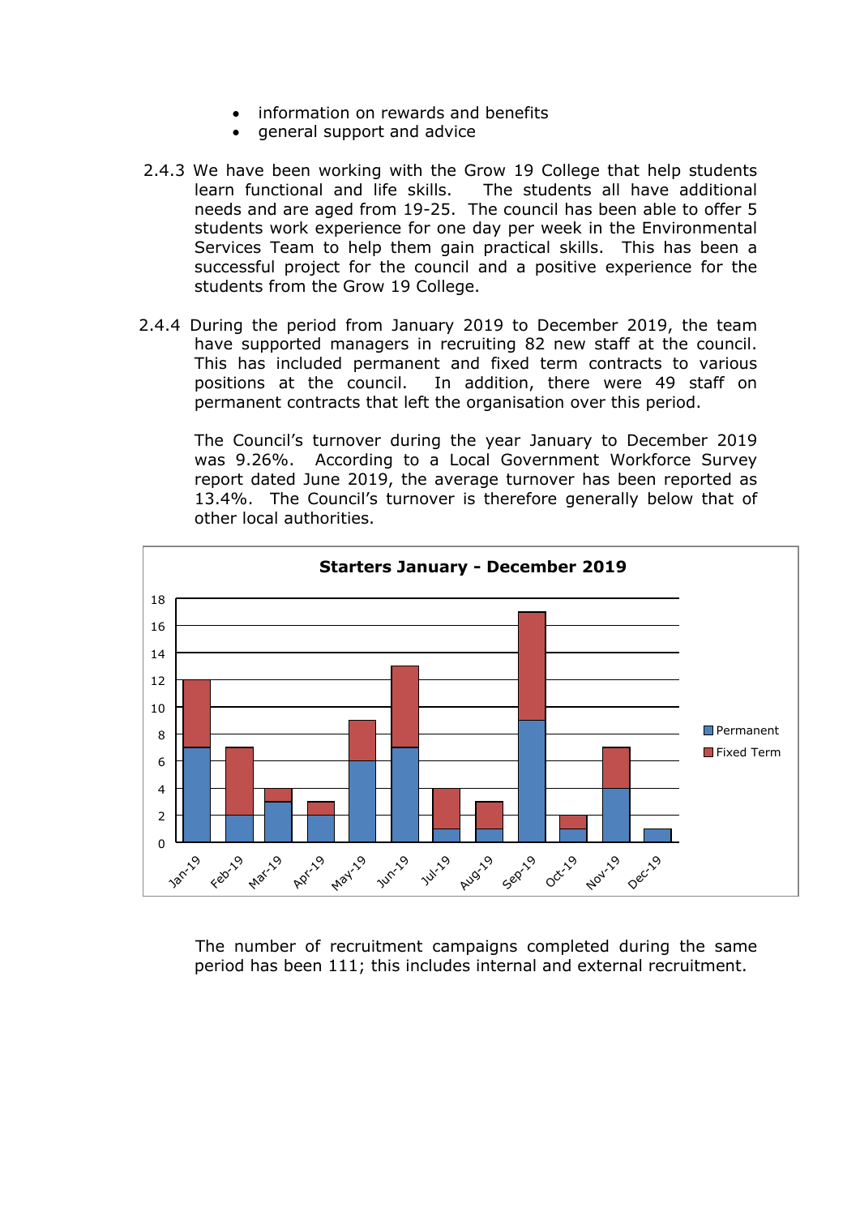- information on rewards and benefits
- general support and advice

2.4.3 We have been working with the Grow 19 College that help students learn functional and life skills. The students all have additional needs and are aged from 19-25. The council has been able to offer 5 students work experience for one day per week in the Environmental Services Team to help them gain practical skills. This has been a successful project for the council and a positive experience for the students from the Grow 19 College.

2.4.4 During the period from January 2019 to December 2019, the team have supported managers in recruiting 82 new staff at the council. This has included permanent and fixed term contracts to various positions at the council. In addition, there were 49 staff on permanent contracts that left the organisation over this period.

The Council's turnover during the year January to December 2019 was 9.26%. According to a Local Government Workforce Survey report dated June 2019, the average turnover has been reported as 13.4%. The Council's turnover is therefore generally below that of other local authorities.

**Starters January - December 2019**

| Month | Permanent | Fixed Term |
|---|---|---|
| Jan-19 | 7 | 5 |
| Feb-19 | 2 | 5 |
| Mar-19 | 3 | 1 |
| Apr-19 | 2 | 1 |
| May-19 | 6 | 3 |
| Jun-19 | 7 | 6 |
| Jul-19 | 1 | 3 |
| Aug-19 | 1 | 2 |
| Sep-19 | 9 | 8 |
| Oct-19 | 1 | 1 |
| Nov-19 | 4 | 3 |
| Dec-19 | 1 | 0 |

The number of recruitment campaigns completed during the same period has been 111; this includes internal and external recruitment.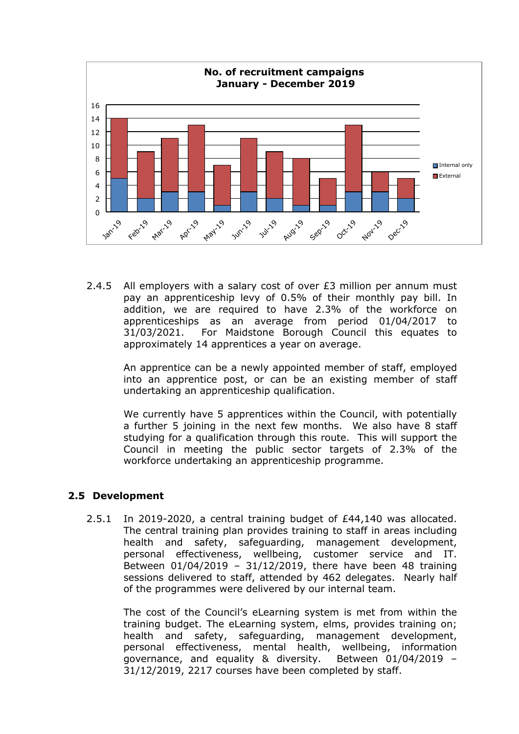**No. of recruitment campaigns January - December 2019**

| Month | Internal only | External |
|---|---|---|
| Jan-19 | 5 | 9 |
| Feb-19 | 2 | 7 |
| Mar-19 | 3 | 8 |
| Apr-19 | 3 | 10 |
| May-19 | 1 | 6 |
| Jun-19 | 3 | 8 |
| Jul-19 | 2 | 7 |
| Aug-19 | 1 | 7 |
| Sep-19 | 1 | 4 |
| Oct-19 | 3 | 10 |
| Nov-19 | 3 | 3 |
| Dec-19 | 2 | 3 |

2.4.5 All employers with a salary cost of over £3 million per annum must pay an apprenticeship levy of 0.5% of their monthly pay bill. In addition, we are required to have 2.3% of the workforce on apprenticeships as an average from period 01/04/2017 to 31/03/2021. For Maidstone Borough Council this equates to approximately 14 apprentices a year on average.

An apprentice can be a newly appointed member of staff, employed into an apprentice post, or can be an existing member of staff undertaking an apprenticeship qualification.

We currently have 5 apprentices within the Council, with potentially a further 5 joining in the next few months. We also have 8 staff studying for a qualification through this route. This will support the Council in meeting the public sector targets of 2.3% of the workforce undertaking an apprenticeship programme.

## 2.5 Development

2.5.1 In 2019-2020, a central training budget of £44,140 was allocated. The central training plan provides training to staff in areas including health and safety, safeguarding, management development, personal effectiveness, wellbeing, customer service and IT. Between 01/04/2019 – 31/12/2019, there have been 48 training sessions delivered to staff, attended by 462 delegates. Nearly half of the programmes were delivered by our internal team.

The cost of the Council's eLearning system is met from within the training budget. The eLearning system, elms, provides training on; health and safety, safeguarding, management development, personal effectiveness, mental health, wellbeing, information governance, and equality & diversity. Between 01/04/2019 – 31/12/2019, 2217 courses have been completed by staff.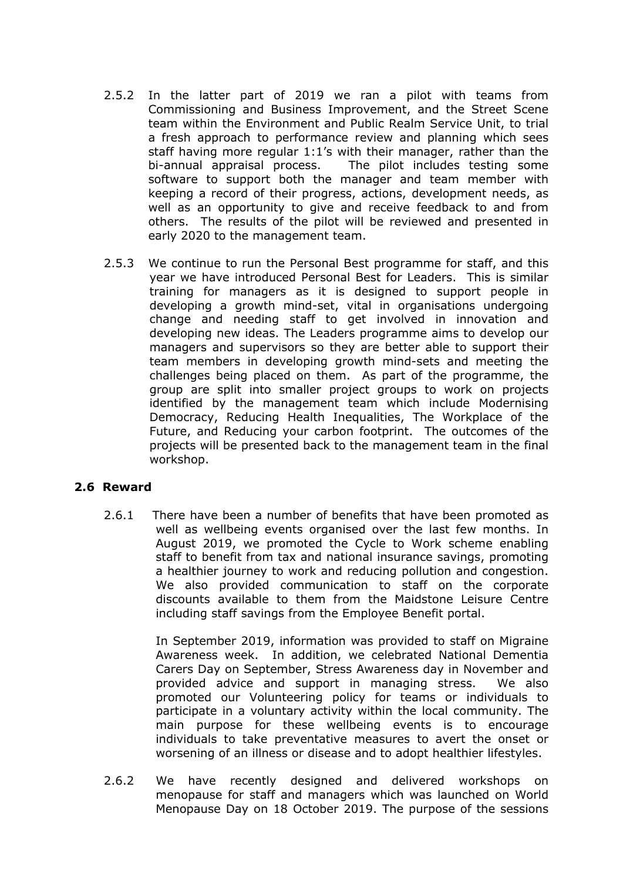2.5.2 In the latter part of 2019 we ran a pilot with teams from Commissioning and Business Improvement, and the Street Scene team within the Environment and Public Realm Service Unit, to trial a fresh approach to performance review and planning which sees staff having more regular 1:1's with their manager, rather than the bi-annual appraisal process. The pilot includes testing some software to support both the manager and team member with keeping a record of their progress, actions, development needs, as well as an opportunity to give and receive feedback to and from others. The results of the pilot will be reviewed and presented in early 2020 to the management team.

2.5.3 We continue to run the Personal Best programme for staff, and this year we have introduced Personal Best for Leaders. This is similar training for managers as it is designed to support people in developing a growth mind-set, vital in organisations undergoing change and needing staff to get involved in innovation and developing new ideas. The Leaders programme aims to develop our managers and supervisors so they are better able to support their team members in developing growth mind-sets and meeting the challenges being placed on them. As part of the programme, the group are split into smaller project groups to work on projects identified by the management team which include Modernising Democracy, Reducing Health Inequalities, The Workplace of the Future, and Reducing your carbon footprint. The outcomes of the projects will be presented back to the management team in the final workshop.

## 2.6 Reward

2.6.1 There have been a number of benefits that have been promoted as well as wellbeing events organised over the last few months. In August 2019, we promoted the Cycle to Work scheme enabling staff to benefit from tax and national insurance savings, promoting a healthier journey to work and reducing pollution and congestion. We also provided communication to staff on the corporate discounts available to them from the Maidstone Leisure Centre including staff savings from the Employee Benefit portal.

In September 2019, information was provided to staff on Migraine Awareness week. In addition, we celebrated National Dementia Carers Day on September, Stress Awareness day in November and provided advice and support in managing stress. We also promoted our Volunteering policy for teams or individuals to participate in a voluntary activity within the local community. The main purpose for these wellbeing events is to encourage individuals to take preventative measures to avert the onset or worsening of an illness or disease and to adopt healthier lifestyles.

2.6.2 We have recently designed and delivered workshops on menopause for staff and managers which was launched on World Menopause Day on 18 October 2019. The purpose of the sessions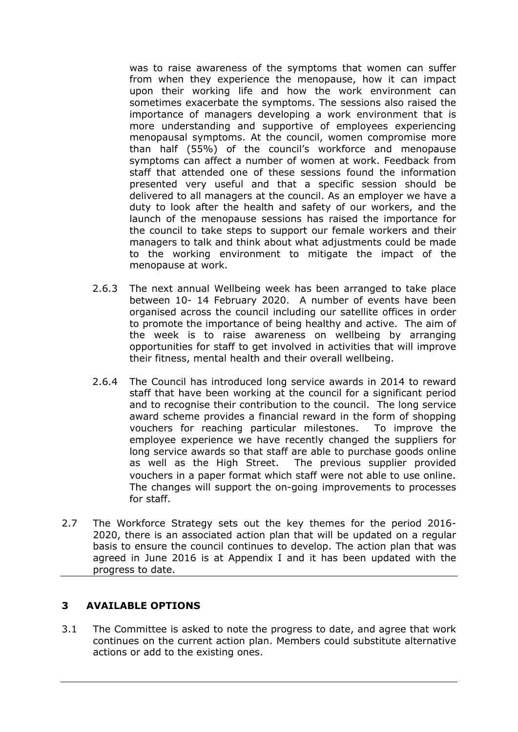was to raise awareness of the symptoms that women can suffer from when they experience the menopause, how it can impact upon their working life and how the work environment can sometimes exacerbate the symptoms. The sessions also raised the importance of managers developing a work environment that is more understanding and supportive of employees experiencing menopausal symptoms. At the council, women compromise more than half (55%) of the council's workforce and menopause symptoms can affect a number of women at work. Feedback from staff that attended one of these sessions found the information presented very useful and that a specific session should be delivered to all managers at the council. As an employer we have a duty to look after the health and safety of our workers, and the launch of the menopause sessions has raised the importance for the council to take steps to support our female workers and their managers to talk and think about what adjustments could be made to the working environment to mitigate the impact of the menopause at work.

2.6.3 The next annual Wellbeing week has been arranged to take place between 10- 14 February 2020. A number of events have been organised across the council including our satellite offices in order to promote the importance of being healthy and active. The aim of the week is to raise awareness on wellbeing by arranging opportunities for staff to get involved in activities that will improve their fitness, mental health and their overall wellbeing.

2.6.4 The Council has introduced long service awards in 2014 to reward staff that have been working at the council for a significant period and to recognise their contribution to the council. The long service award scheme provides a financial reward in the form of shopping vouchers for reaching particular milestones. To improve the employee experience we have recently changed the suppliers for long service awards so that staff are able to purchase goods online as well as the High Street. The previous supplier provided vouchers in a paper format which staff were not able to use online. The changes will support the on-going improvements to processes for staff.

2.7 The Workforce Strategy sets out the key themes for the period 2016-2020, there is an associated action plan that will be updated on a regular basis to ensure the council continues to develop. The action plan that was agreed in June 2016 is at Appendix I and it has been updated with the progress to date.

## 3 AVAILABLE OPTIONS

3.1 The Committee is asked to note the progress to date, and agree that work continues on the current action plan. Members could substitute alternative actions or add to the existing ones.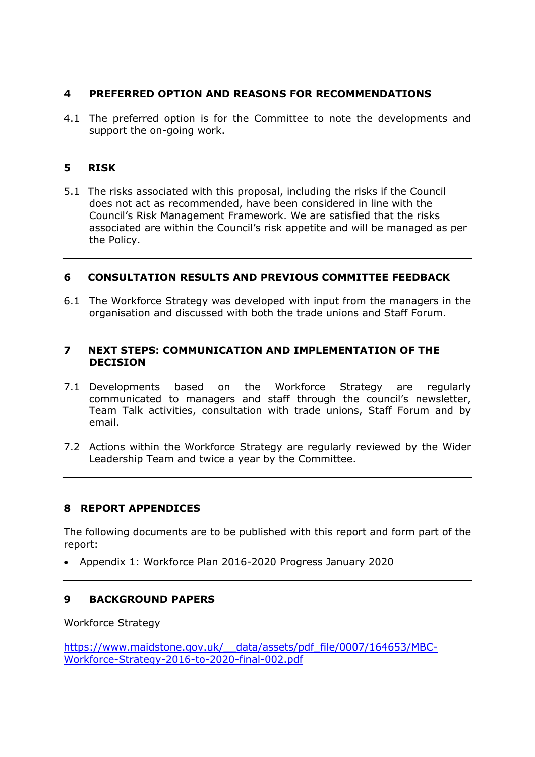## 4 PREFERRED OPTION AND REASONS FOR RECOMMENDATIONS

4.1 The preferred option is for the Committee to note the developments and support the on-going work.

---

## 5 RISK

5.1 The risks associated with this proposal, including the risks if the Council does not act as recommended, have been considered in line with the Council's Risk Management Framework. We are satisfied that the risks associated are within the Council's risk appetite and will be managed as per the Policy.

---

## 6 CONSULTATION RESULTS AND PREVIOUS COMMITTEE FEEDBACK

6.1 The Workforce Strategy was developed with input from the managers in the organisation and discussed with both the trade unions and Staff Forum.

---

## 7 NEXT STEPS: COMMUNICATION AND IMPLEMENTATION OF THE DECISION

7.1 Developments based on the Workforce Strategy are regularly communicated to managers and staff through the council's newsletter, Team Talk activities, consultation with trade unions, Staff Forum and by email.

7.2 Actions within the Workforce Strategy are regularly reviewed by the Wider Leadership Team and twice a year by the Committee.

---

## 8 REPORT APPENDICES

The following documents are to be published with this report and form part of the report:

- Appendix 1: Workforce Plan 2016-2020 Progress January 2020

---

## 9 BACKGROUND PAPERS

Workforce Strategy

https://www.maidstone.gov.uk/__data/assets/pdf_file/0007/164653/MBC-Workforce-Strategy-2016-to-2020-final-002.pdf